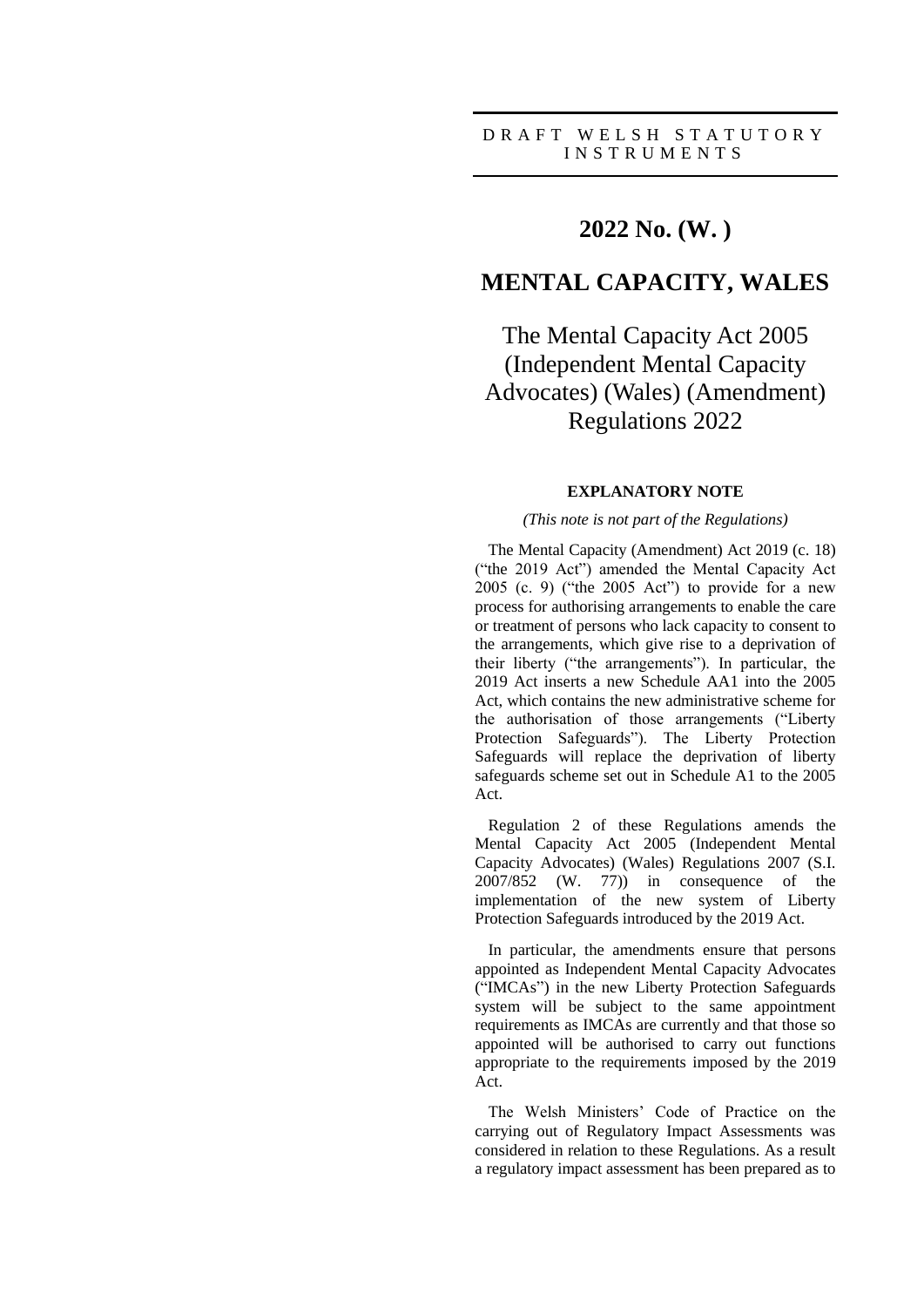DRAFT WELSH STATUTORY INSTRUMENTS

# 2022 No. (W. )

# MENTAL CAPACITY, WALES

## The Mental Capacity Act 2005 (Independent Mental Capacity Advocates) (Wales) (Amendment) Regulations 2022

### EXPLANATORY NOTE

*(This note is not part of the Regulations)*

The Mental Capacity (Amendment) Act 2019 (c. 18) ("the 2019 Act") amended the Mental Capacity Act 2005 (c. 9) ("the 2005 Act") to provide for a new process for authorising arrangements to enable the care or treatment of persons who lack capacity to consent to the arrangements, which give rise to a deprivation of their liberty ("the arrangements"). In particular, the 2019 Act inserts a new Schedule AA1 into the 2005 Act, which contains the new administrative scheme for the authorisation of those arrangements ("Liberty Protection Safeguards"). The Liberty Protection Safeguards will replace the deprivation of liberty safeguards scheme set out in Schedule A1 to the 2005 Act.

Regulation 2 of these Regulations amends the Mental Capacity Act 2005 (Independent Mental Capacity Advocates) (Wales) Regulations 2007 (S.I. 2007/852 (W. 77)) in consequence of the implementation of the new system of Liberty Protection Safeguards introduced by the 2019 Act.

In particular, the amendments ensure that persons appointed as Independent Mental Capacity Advocates ("IMCAs") in the new Liberty Protection Safeguards system will be subject to the same appointment requirements as IMCAs are currently and that those so appointed will be authorised to carry out functions appropriate to the requirements imposed by the 2019 Act.

The Welsh Ministers' Code of Practice on the carrying out of Regulatory Impact Assessments was considered in relation to these Regulations. As a result a regulatory impact assessment has been prepared as to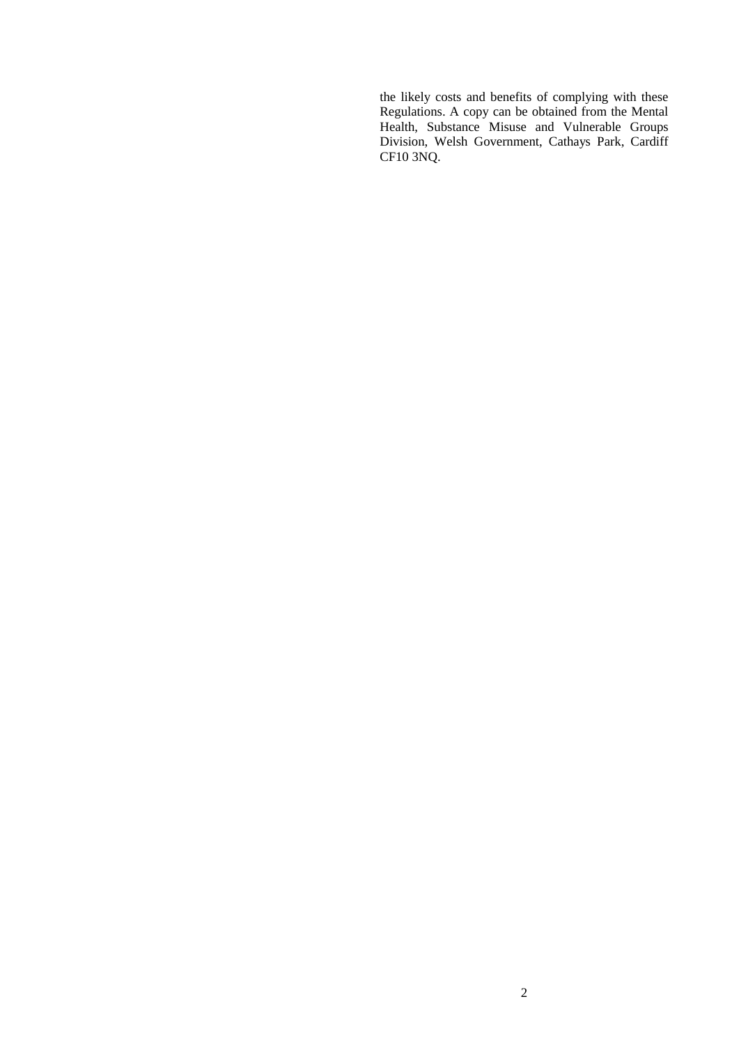the likely costs and benefits of complying with these Regulations. A copy can be obtained from the Mental Health, Substance Misuse and Vulnerable Groups Division, Welsh Government, Cathays Park, Cardiff CF10 3NQ.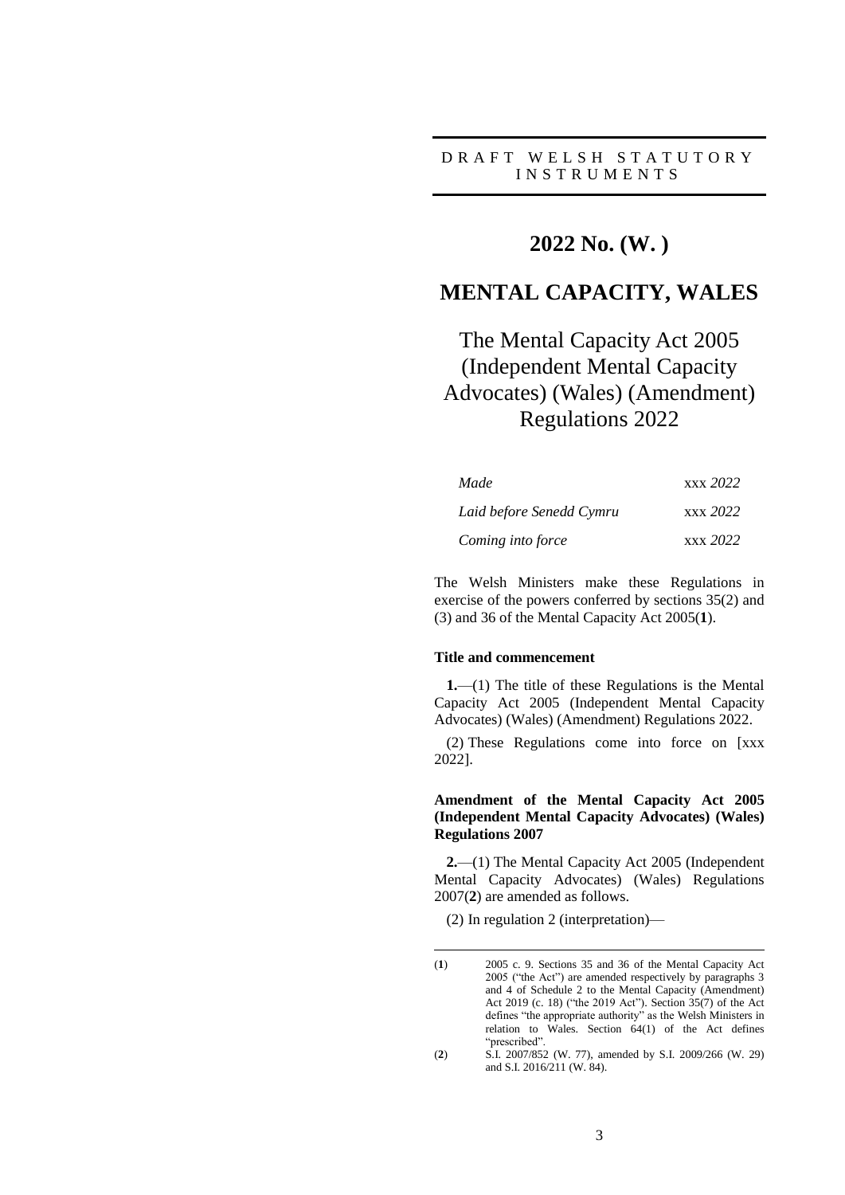DRAFT WELSH STATUTORY INSTRUMENTS

# 2022 No. (W. )

# MENTAL CAPACITY, WALES

## The Mental Capacity Act 2005 (Independent Mental Capacity Advocates) (Wales) (Amendment) Regulations 2022

| | |
|---|---|
| *Made* | xxx *2022* |
| *Laid before Senedd Cymru* | xxx *2022* |
| *Coming into force* | xxx *2022* |

The Welsh Ministers make these Regulations in exercise of the powers conferred by sections 35(2) and (3) and 36 of the Mental Capacity Act 2005(**1**).

### Title and commencement

**1.**—(1) The title of these Regulations is the Mental Capacity Act 2005 (Independent Mental Capacity Advocates) (Wales) (Amendment) Regulations 2022.

(2) These Regulations come into force on [xxx 2022].

### Amendment of the Mental Capacity Act 2005 (Independent Mental Capacity Advocates) (Wales) Regulations 2007

**2.**—(1) The Mental Capacity Act 2005 (Independent Mental Capacity Advocates) (Wales) Regulations 2007(**2**) are amended as follows.

(2) In regulation 2 (interpretation)—

---

(**1**) 2005 c. 9. Sections 35 and 36 of the Mental Capacity Act 2005 ("the Act") are amended respectively by paragraphs 3 and 4 of Schedule 2 to the Mental Capacity (Amendment) Act 2019 (c. 18) ("the 2019 Act"). Section 35(7) of the Act defines "the appropriate authority" as the Welsh Ministers in relation to Wales. Section 64(1) of the Act defines "prescribed".

(**2**) S.I. 2007/852 (W. 77), amended by S.I. 2009/266 (W. 29) and S.I. 2016/211 (W. 84).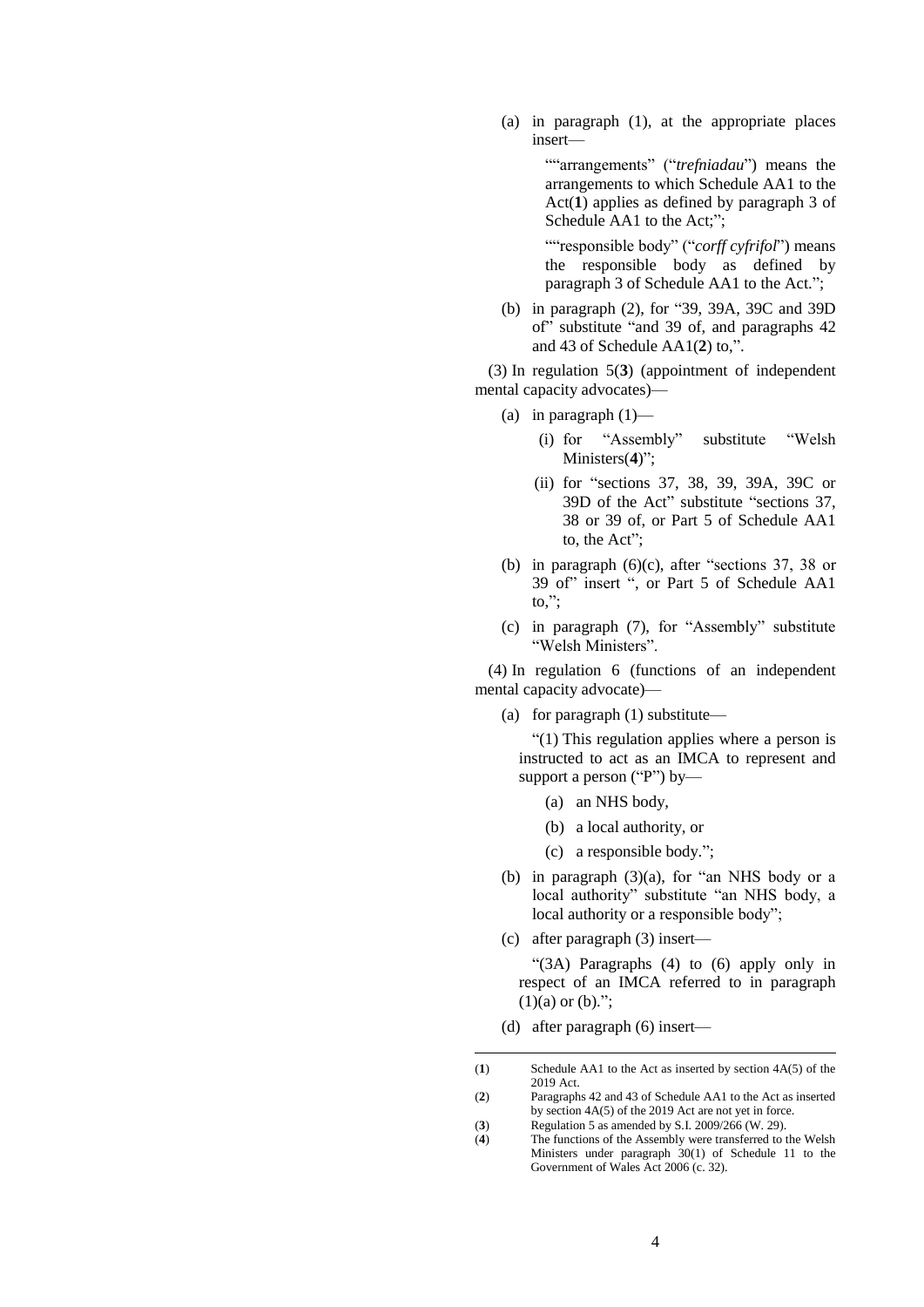(a) in paragraph (1), at the appropriate places insert—

""arrangements" ("*trefniadau*") means the arrangements to which Schedule AA1 to the Act([1]) applies as defined by paragraph 3 of Schedule AA1 to the Act;";

""responsible body" ("*corff cyfrifol*") means the responsible body as defined by paragraph 3 of Schedule AA1 to the Act.";

(b) in paragraph (2), for "39, 39A, 39C and 39D of" substitute "and 39 of, and paragraphs 42 and 43 of Schedule AA1([2]) to,".

(3) In regulation 5([3]) (appointment of independent mental capacity advocates)—

(a) in paragraph (1)—

(i) for "Assembly" substitute "Welsh Ministers([4])";

(ii) for "sections 37, 38, 39, 39A, 39C or 39D of the Act" substitute "sections 37, 38 or 39 of, or Part 5 of Schedule AA1 to, the Act";

(b) in paragraph (6)(c), after "sections 37, 38 or 39 of" insert ", or Part 5 of Schedule AA1 to,";

(c) in paragraph (7), for "Assembly" substitute "Welsh Ministers".

(4) In regulation 6 (functions of an independent mental capacity advocate)—

(a) for paragraph (1) substitute—

"(1) This regulation applies where a person is instructed to act as an IMCA to represent and support a person ("P") by—

(a) an NHS body,

(b) a local authority, or

(c) a responsible body.";

(b) in paragraph (3)(a), for "an NHS body or a local authority" substitute "an NHS body, a local authority or a responsible body";

(c) after paragraph (3) insert—

"(3A) Paragraphs (4) to (6) apply only in respect of an IMCA referred to in paragraph (1)(a) or (b).";

(d) after paragraph (6) insert—

---

([1]) Schedule AA1 to the Act as inserted by section 4A(5) of the 2019 Act.

([2]) Paragraphs 42 and 43 of Schedule AA1 to the Act as inserted by section 4A(5) of the 2019 Act are not yet in force.

([3]) Regulation 5 as amended by S.I. 2009/266 (W. 29).

([4]) The functions of the Assembly were transferred to the Welsh Ministers under paragraph 30(1) of Schedule 11 to the Government of Wales Act 2006 (c. 32).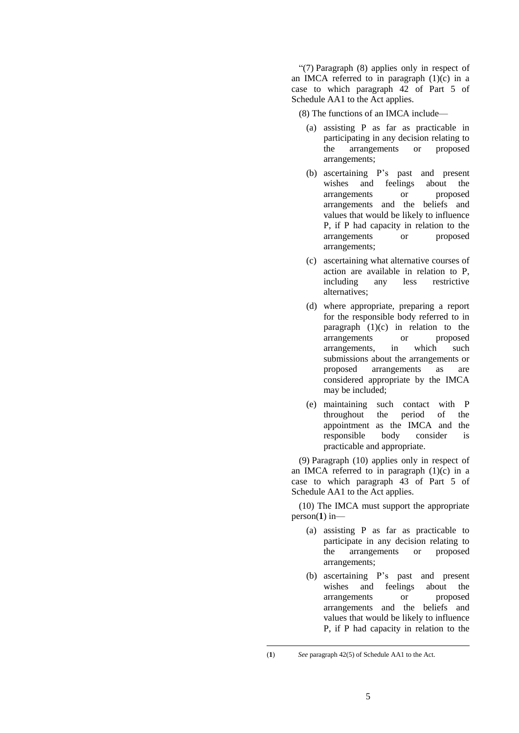"(7) Paragraph (8) applies only in respect of an IMCA referred to in paragraph (1)(c) in a case to which paragraph 42 of Part 5 of Schedule AA1 to the Act applies.

(8) The functions of an IMCA include—

(a) assisting P as far as practicable in participating in any decision relating to the arrangements or proposed arrangements;

(b) ascertaining P's past and present wishes and feelings about the arrangements or proposed arrangements and the beliefs and values that would be likely to influence P, if P had capacity in relation to the arrangements or proposed arrangements;

(c) ascertaining what alternative courses of action are available in relation to P, including any less restrictive alternatives;

(d) where appropriate, preparing a report for the responsible body referred to in paragraph (1)(c) in relation to the arrangements or proposed arrangements, in which such submissions about the arrangements or proposed arrangements as are considered appropriate by the IMCA may be included;

(e) maintaining such contact with P throughout the period of the appointment as the IMCA and the responsible body consider is practicable and appropriate.

(9) Paragraph (10) applies only in respect of an IMCA referred to in paragraph (1)(c) in a case to which paragraph 43 of Part 5 of Schedule AA1 to the Act applies.

(10) The IMCA must support the appropriate person[1] in—

(a) assisting P as far as practicable to participate in any decision relating to the arrangements or proposed arrangements;

(b) ascertaining P's past and present wishes and feelings about the arrangements or proposed arrangements and the beliefs and values that would be likely to influence P, if P had capacity in relation to the

---

(1) *See* paragraph 42(5) of Schedule AA1 to the Act.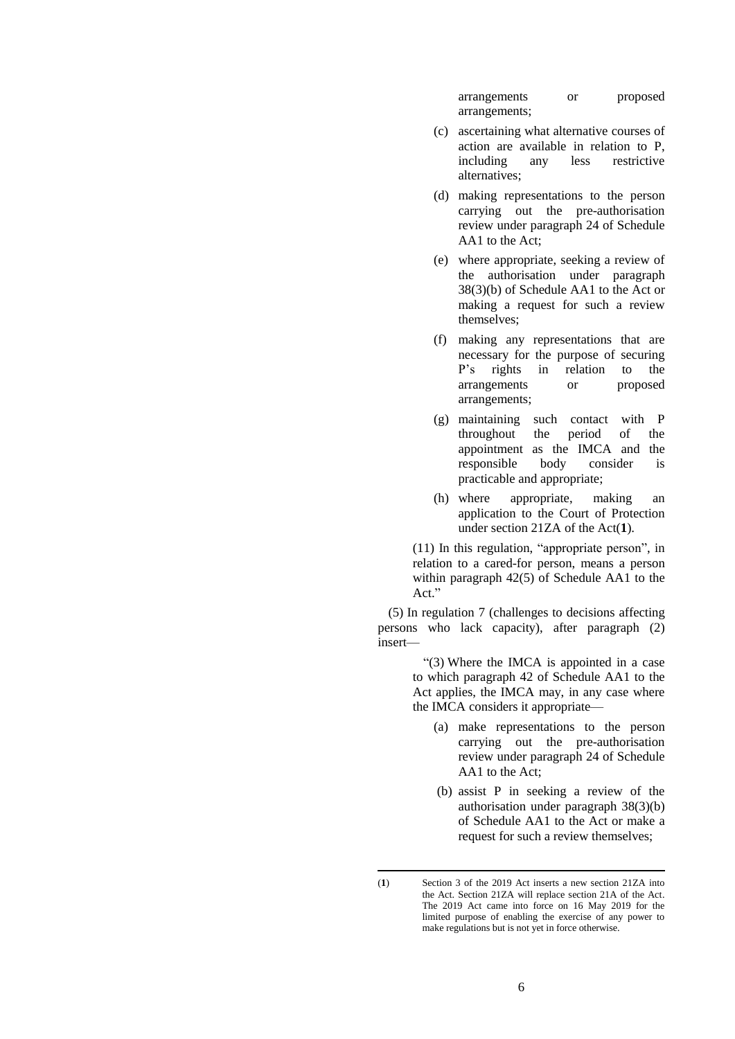arrangements or proposed arrangements;

(c) ascertaining what alternative courses of action are available in relation to P, including any less restrictive alternatives;

(d) making representations to the person carrying out the pre-authorisation review under paragraph 24 of Schedule AA1 to the Act;

(e) where appropriate, seeking a review of the authorisation under paragraph 38(3)(b) of Schedule AA1 to the Act or making a request for such a review themselves;

(f) making any representations that are necessary for the purpose of securing P's rights in relation to the arrangements or proposed arrangements;

(g) maintaining such contact with P throughout the period of the appointment as the IMCA and the responsible body consider is practicable and appropriate;

(h) where appropriate, making an application to the Court of Protection under section 21ZA of the Act(**1**).

(11) In this regulation, "appropriate person", in relation to a cared-for person, means a person within paragraph 42(5) of Schedule AA1 to the Act."

(5) In regulation 7 (challenges to decisions affecting persons who lack capacity), after paragraph (2) insert—

"(3) Where the IMCA is appointed in a case to which paragraph 42 of Schedule AA1 to the Act applies, the IMCA may, in any case where the IMCA considers it appropriate—

(a) make representations to the person carrying out the pre-authorisation review under paragraph 24 of Schedule AA1 to the Act;

(b) assist P in seeking a review of the authorisation under paragraph 38(3)(b) of Schedule AA1 to the Act or make a request for such a review themselves;

---

(**1**) Section 3 of the 2019 Act inserts a new section 21ZA into the Act. Section 21ZA will replace section 21A of the Act. The 2019 Act came into force on 16 May 2019 for the limited purpose of enabling the exercise of any power to make regulations but is not yet in force otherwise.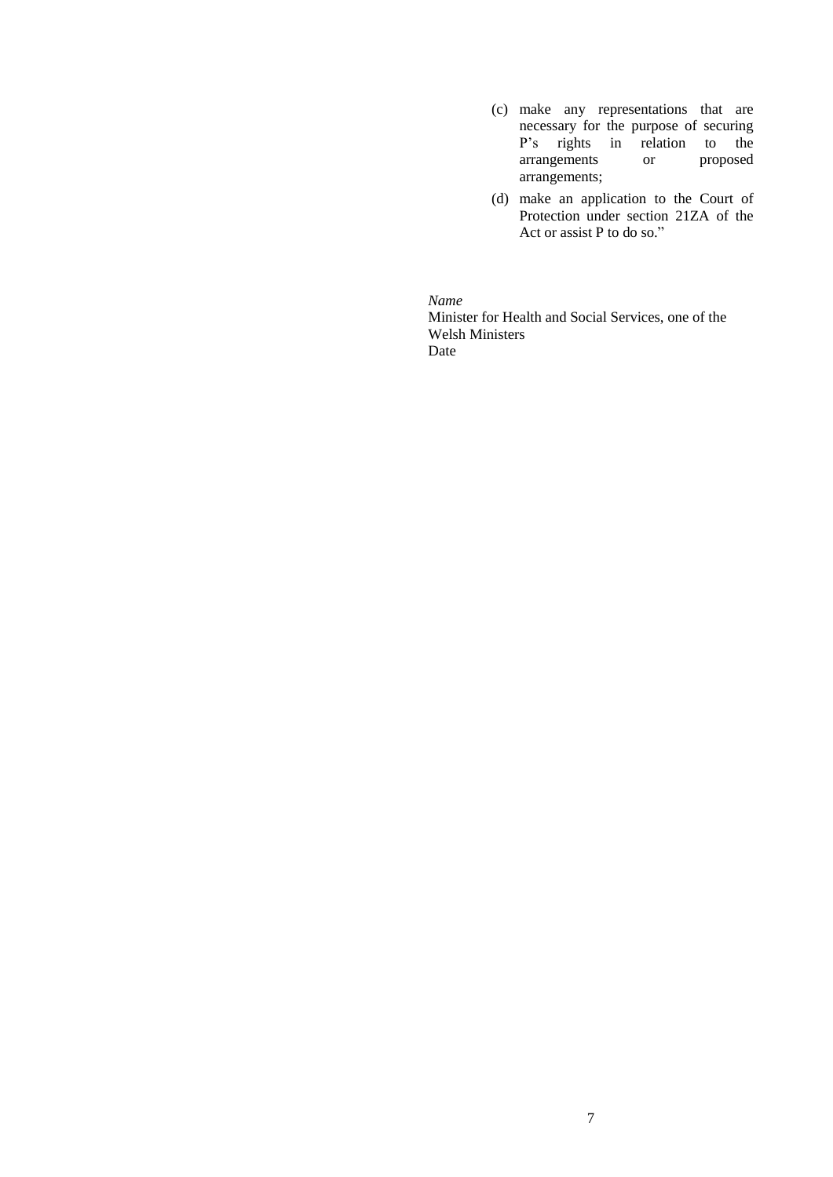(c) make any representations that are necessary for the purpose of securing P's rights in relation to the arrangements or proposed arrangements;

(d) make an application to the Court of Protection under section 21ZA of the Act or assist P to do so."

*Name*
Minister for Health and Social Services, one of the Welsh Ministers
Date